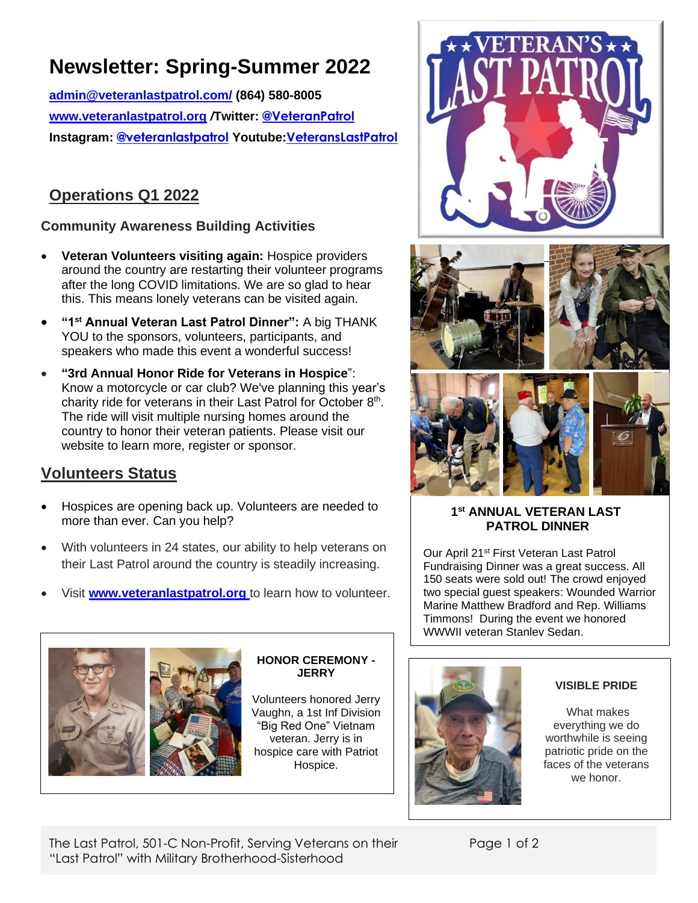# Newsletter: Spring-Summer 2022

**admin@veteranlastpatrol.com/ (864) 580-8005**

**www.veteranlastpatrol.org /Twitter: @VeteranPatrol**

**Instagram: @veteranlastpatrol Youtube: VeteransLastPatrol**

## Operations Q1 2022

### Community Awareness Building Activities

- **Veteran Volunteers visiting again:** Hospice providers around the country are restarting their volunteer programs after the long COVID limitations. We are so glad to hear this. This means lonely veterans can be visited again.
- **"1st Annual Veteran Last Patrol Dinner":** A big THANK YOU to the sponsors, volunteers, participants, and speakers who made this event a wonderful success!
- **"3rd Annual Honor Ride for Veterans in Hospice"**: Know a motorcycle or car club? We've planning this year's charity ride for veterans in their Last Patrol for October 8th. The ride will visit multiple nursing homes around the country to honor their veteran patients. Please visit our website to learn more, register or sponsor.

## Volunteers Status

- Hospices are opening back up. Volunteers are needed to more than ever. Can you help?
- With volunteers in 24 states, our ability to help veterans on their Last Patrol around the country is steadily increasing.
- Visit **www.veteranlastpatrol.org** to learn how to volunteer.

### HONOR CEREMONY - JERRY

Volunteers honored Jerry Vaughn, a 1st Inf Division "Big Red One" Vietnam veteran. Jerry is in hospice care with Patriot Hospice.

### 1st ANNUAL VETERAN LAST PATROL DINNER

Our April 21st First Veteran Last Patrol Fundraising Dinner was a great success. All 150 seats were sold out! The crowd enjoyed two special guest speakers: Wounded Warrior Marine Matthew Bradford and Rep. Williams Timmons! During the event we honored WWWII veteran Stanley Sedan.

### VISIBLE PRIDE

What makes everything we do worthwhile is seeing patriotic pride on the faces of the veterans we honor.

The Last Patrol, 501-C Non-Profit, Serving Veterans on their "Last Patrol" with Military Brotherhood-Sisterhood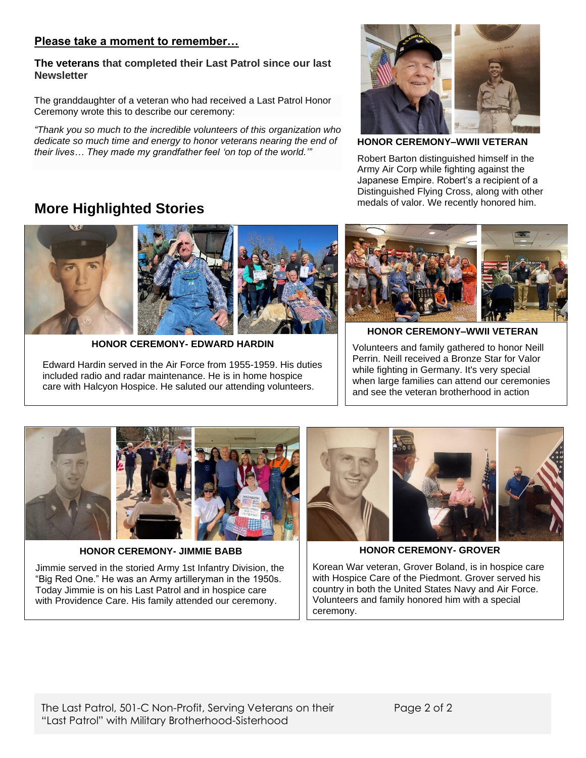**Please take a moment to remember…**

**The veterans that completed their Last Patrol since our last Newsletter**

The granddaughter of a veteran who had received a Last Patrol Honor Ceremony wrote this to describe our ceremony:

*"Thank you so much to the incredible volunteers of this organization who dedicate so much time and energy to honor veterans nearing the end of their lives… They made my grandfather feel 'on top of the world.'"*

**HONOR CEREMONY–WWII VETERAN**

Robert Barton distinguished himself in the Army Air Corp while fighting against the Japanese Empire. Robert's a recipient of a Distinguished Flying Cross, along with other medals of valor. We recently honored him.

## More Highlighted Stories

**HONOR CEREMONY- EDWARD HARDIN**

Edward Hardin served in the Air Force from 1955-1959. His duties included radio and radar maintenance. He is in home hospice care with Halcyon Hospice. He saluted our attending volunteers.

**HONOR CEREMONY–WWII VETERAN**

Volunteers and family gathered to honor Neill Perrin. Neill received a Bronze Star for Valor while fighting in Germany. It's very special when large families can attend our ceremonies and see the veteran brotherhood in action

**HONOR CEREMONY- JIMMIE BABB**

Jimmie served in the storied Army 1st Infantry Division, the "Big Red One." He was an Army artilleryman in the 1950s. Today Jimmie is on his Last Patrol and in hospice care with Providence Care. His family attended our ceremony.

**HONOR CEREMONY- GROVER**

Korean War veteran, Grover Boland, is in hospice care with Hospice Care of the Piedmont. Grover served his country in both the United States Navy and Air Force. Volunteers and family honored him with a special ceremony.

The Last Patrol, 501-C Non-Profit, Serving Veterans on their "Last Patrol" with Military Brotherhood-Sisterhood